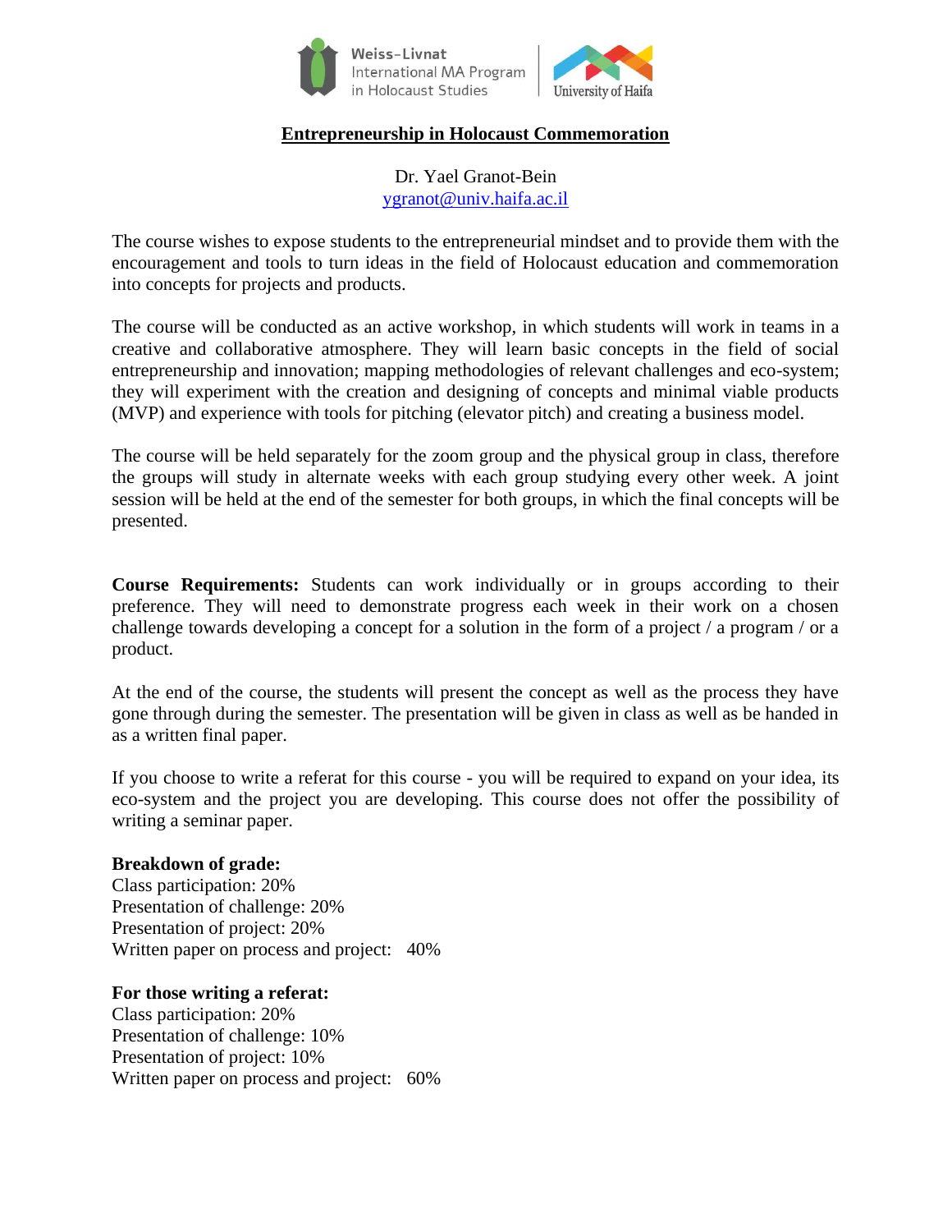Weiss-Livnat
International MA Program
in Holocaust Studies

University of Haifa

# Entrepreneurship in Holocaust Commemoration

Dr. Yael Granot-Bein
ygranot@univ.haifa.ac.il

The course wishes to expose students to the entrepreneurial mindset and to provide them with the encouragement and tools to turn ideas in the field of Holocaust education and commemoration into concepts for projects and products.

The course will be conducted as an active workshop, in which students will work in teams in a creative and collaborative atmosphere. They will learn basic concepts in the field of social entrepreneurship and innovation; mapping methodologies of relevant challenges and eco-system; they will experiment with the creation and designing of concepts and minimal viable products (MVP) and experience with tools for pitching (elevator pitch) and creating a business model.

The course will be held separately for the zoom group and the physical group in class, therefore the groups will study in alternate weeks with each group studying every other week. A joint session will be held at the end of the semester for both groups, in which the final concepts will be presented.

**Course Requirements:** Students can work individually or in groups according to their preference. They will need to demonstrate progress each week in their work on a chosen challenge towards developing a concept for a solution in the form of a project / a program / or a product.

At the end of the course, the students will present the concept as well as the process they have gone through during the semester. The presentation will be given in class as well as be handed in as a written final paper.

If you choose to write a referat for this course - you will be required to expand on your idea, its eco-system and the project you are developing. This course does not offer the possibility of writing a seminar paper.

**Breakdown of grade:**
Class participation: 20%
Presentation of challenge: 20%
Presentation of project: 20%
Written paper on process and project: 40%

**For those writing a referat:**
Class participation: 20%
Presentation of challenge: 10%
Presentation of project: 10%
Written paper on process and project: 60%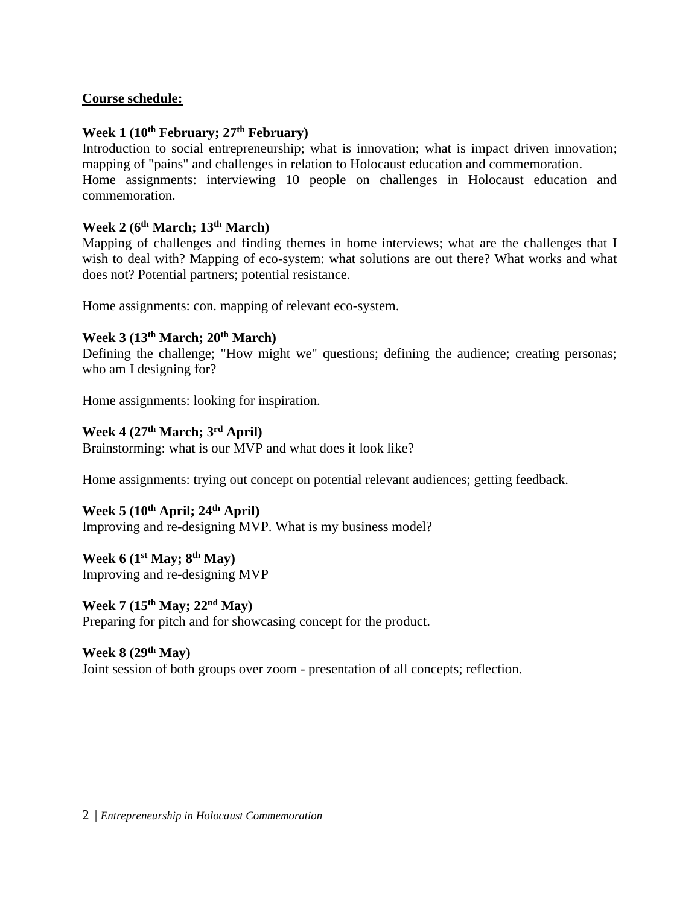**Course schedule:**

**Week 1 (10th February; 27th February)**

Introduction to social entrepreneurship; what is innovation; what is impact driven innovation; mapping of "pains" and challenges in relation to Holocaust education and commemoration.
Home assignments: interviewing 10 people on challenges in Holocaust education and commemoration.

**Week 2 (6th March; 13th March)**

Mapping of challenges and finding themes in home interviews; what are the challenges that I wish to deal with? Mapping of eco-system: what solutions are out there? What works and what does not? Potential partners; potential resistance.

Home assignments: con. mapping of relevant eco-system.

**Week 3 (13th March; 20th March)**

Defining the challenge; "How might we" questions; defining the audience; creating personas; who am I designing for?

Home assignments: looking for inspiration.

**Week 4 (27th March; 3rd April)**

Brainstorming: what is our MVP and what does it look like?

Home assignments: trying out concept on potential relevant audiences; getting feedback.

**Week 5 (10th April; 24th April)**

Improving and re-designing MVP. What is my business model?

**Week 6 (1st May; 8th May)**

Improving and re-designing MVP

**Week 7 (15th May; 22nd May)**

Preparing for pitch and for showcasing concept for the product.

**Week 8 (29th May)**

Joint session of both groups over zoom - presentation of all concepts; reflection.